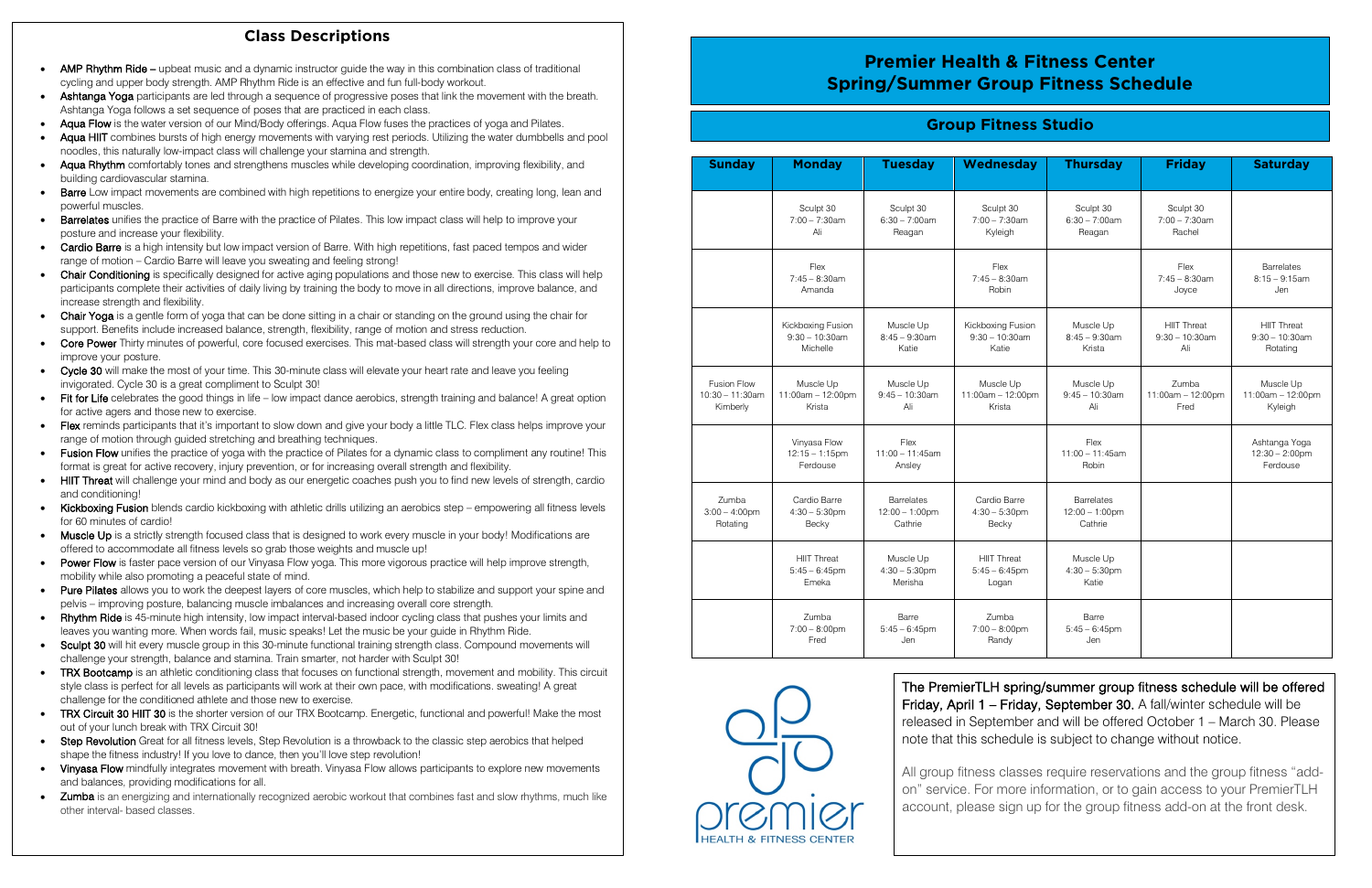## Class Descriptions

- **AMP Rhythm Ride** – upbeat music and a dynamic instructor guide the way in this combination class of traditional cycling and upper body strength. AMP Rhythm Ride is an effective and fun full-body workout.
- **Ashtanga Yoga** participants are led through a sequence of progressive poses that link the movement with the breath. Ashtanga Yoga follows a set sequence of poses that are practiced in each class.
- **Aqua Flow** is the water version of our Mind/Body offerings. Aqua Flow fuses the practices of yoga and Pilates.
- **Aqua HIIT** combines bursts of high energy movements with varying rest periods. Utilizing the water dumbbells and pool noodles, this naturally low-impact class will challenge your stamina and strength.
- **Aqua Rhythm** comfortably tones and strengthens muscles while developing coordination, improving flexibility, and building cardiovascular stamina.
- **Barre** Low impact movements are combined with high repetitions to energize your entire body, creating long, lean and powerful muscles.
- **Barrelates** unifies the practice of Barre with the practice of Pilates. This low impact class will help to improve your posture and increase your flexibility.
- **Cardio Barre** is a high intensity but low impact version of Barre. With high repetitions, fast paced tempos and wider range of motion – Cardio Barre will leave you sweating and feeling strong!
- **Chair Conditioning** is specifically designed for active aging populations and those new to exercise. This class will help participants complete their activities of daily living by training the body to move in all directions, improve balance, and increase strength and flexibility.
- **Chair Yoga** is a gentle form of yoga that can be done sitting in a chair or standing on the ground using the chair for support. Benefits include increased balance, strength, flexibility, range of motion and stress reduction.
- **Core Power** Thirty minutes of powerful, core focused exercises. This mat-based class will strength your core and help to improve your posture.
- **Cycle 30** will make the most of your time. This 30-minute class will elevate your heart rate and leave you feeling invigorated. Cycle 30 is a great compliment to Sculpt 30!
- **Fit for Life** celebrates the good things in life – low impact dance aerobics, strength training and balance! A great option for active agers and those new to exercise.
- **Flex** reminds participants that it's important to slow down and give your body a little TLC. Flex class helps improve your range of motion through guided stretching and breathing techniques.
- **Fusion Flow** unifies the practice of yoga with the practice of Pilates for a dynamic class to compliment any routine! This format is great for active recovery, injury prevention, or for increasing overall strength and flexibility.
- **HIIT Threat** will challenge your mind and body as our energetic coaches push you to find new levels of strength, cardio and conditioning!
- **Kickboxing Fusion** blends cardio kickboxing with athletic drills utilizing an aerobics step – empowering all fitness levels for 60 minutes of cardio!
- **Muscle Up** is a strictly strength focused class that is designed to work every muscle in your body! Modifications are offered to accommodate all fitness levels so grab those weights and muscle up!
- **Power Flow** is faster pace version of our Vinyasa Flow yoga. This more vigorous practice will help improve strength, mobility while also promoting a peaceful state of mind.
- **Pure Pilates** allows you to work the deepest layers of core muscles, which help to stabilize and support your spine and pelvis – improving posture, balancing muscle imbalances and increasing overall core strength.
- **Rhythm Ride** is 45-minute high intensity, low impact interval-based indoor cycling class that pushes your limits and leaves you wanting more. When words fail, music speaks! Let the music be your guide in Rhythm Ride.
- **Sculpt 30** will hit every muscle group in this 30-minute functional training strength class. Compound movements will challenge your strength, balance and stamina. Train smarter, not harder with Sculpt 30!
- **TRX Bootcamp** is an athletic conditioning class that focuses on functional strength, movement and mobility. This circuit style class is perfect for all levels as participants will work at their own pace, with modifications. sweating! A great challenge for the conditioned athlete and those new to exercise.
- **TRX Circuit 30 HIIT 30** is the shorter version of our TRX Bootcamp. Energetic, functional and powerful! Make the most out of your lunch break with TRX Circuit 30!
- **Step Revolution** Great for all fitness levels, Step Revolution is a throwback to the classic step aerobics that helped shape the fitness industry! If you love to dance, then you'll love step revolution!
- **Vinyasa Flow** mindfully integrates movement with breath. Vinyasa Flow allows participants to explore new movements and balances, providing modifications for all.
- **Zumba** is an energizing and internationally recognized aerobic workout that combines fast and slow rhythms, much like other interval- based classes.

# Premier Health & Fitness Center
# Spring/Summer Group Fitness Schedule

## Group Fitness Studio

| Sunday | Monday | Tuesday | Wednesday | Thursday | Friday | Saturday |
|---|---|---|---|---|---|---|
| | Sculpt 30<br>7:00 – 7:30am<br>Ali | Sculpt 30<br>6:30 – 7:00am<br>Reagan | Sculpt 30<br>7:00 – 7:30am<br>Kyleigh | Sculpt 30<br>6:30 – 7:00am<br>Reagan | Sculpt 30<br>7:00 – 7:30am<br>Rachel | |
| | Flex<br>7:45 – 8:30am<br>Amanda | | Flex<br>7:45 – 8:30am<br>Robin | | Flex<br>7:45 – 8:30am<br>Joyce | Barrelates<br>8:15 – 9:15am<br>Jen |
| | Kickboxing Fusion<br>9:30 – 10:30am<br>Michelle | Muscle Up<br>8:45 – 9:30am<br>Katie | Kickboxing Fusion<br>9:30 – 10:30am<br>Katie | Muscle Up<br>8:45 – 9:30am<br>Krista | HIIT Threat<br>9:30 – 10:30am<br>Ali | HIIT Threat<br>9:30 – 10:30am<br>Rotating |
| Fusion Flow<br>10:30 – 11:30am<br>Kimberly | Muscle Up<br>11:00am – 12:00pm<br>Krista | Muscle Up<br>9:45 – 10:30am<br>Ali | Muscle Up<br>11:00am – 12:00pm<br>Krista | Muscle Up<br>9:45 – 10:30am<br>Ali | Zumba<br>11:00am – 12:00pm<br>Fred | Muscle Up<br>11:00am – 12:00pm<br>Kyleigh |
| | Vinyasa Flow<br>12:15 – 1:15pm<br>Ferdouse | Flex<br>11:00 – 11:45am<br>Ansley | | Flex<br>11:00 – 11:45am<br>Robin | | Ashtanga Yoga<br>12:30 – 2:00pm<br>Ferdouse |
| Zumba<br>3:00 – 4:00pm<br>Rotating | Cardio Barre<br>4:30 – 5:30pm<br>Becky | Barrelates<br>12:00 – 1:00pm<br>Cathrie | Cardio Barre<br>4:30 – 5:30pm<br>Becky | Barrelates<br>12:00 – 1:00pm<br>Cathrie | | |
| | HIIT Threat<br>5:45 – 6:45pm<br>Emeka | Muscle Up<br>4:30 – 5:30pm<br>Merisha | HIIT Threat<br>5:45 – 6:45pm<br>Logan | Muscle Up<br>4:30 – 5:30pm<br>Katie | | |
| | Zumba<br>7:00 – 8:00pm<br>Fred | Barre<br>5:45 – 6:45pm<br>Jen | Zumba<br>7:00 – 8:00pm<br>Randy | Barre<br>5:45 – 6:45pm<br>Jen | | |

premier
HEALTH & FITNESS CENTER

The PremierTLH spring/summer group fitness schedule will be offered Friday, April 1 – Friday, September 30. A fall/winter schedule will be released in September and will be offered October 1 – March 30. Please note that this schedule is subject to change without notice.

All group fitness classes require reservations and the group fitness "add-on" service. For more information, or to gain access to your PremierTLH account, please sign up for the group fitness add-on at the front desk.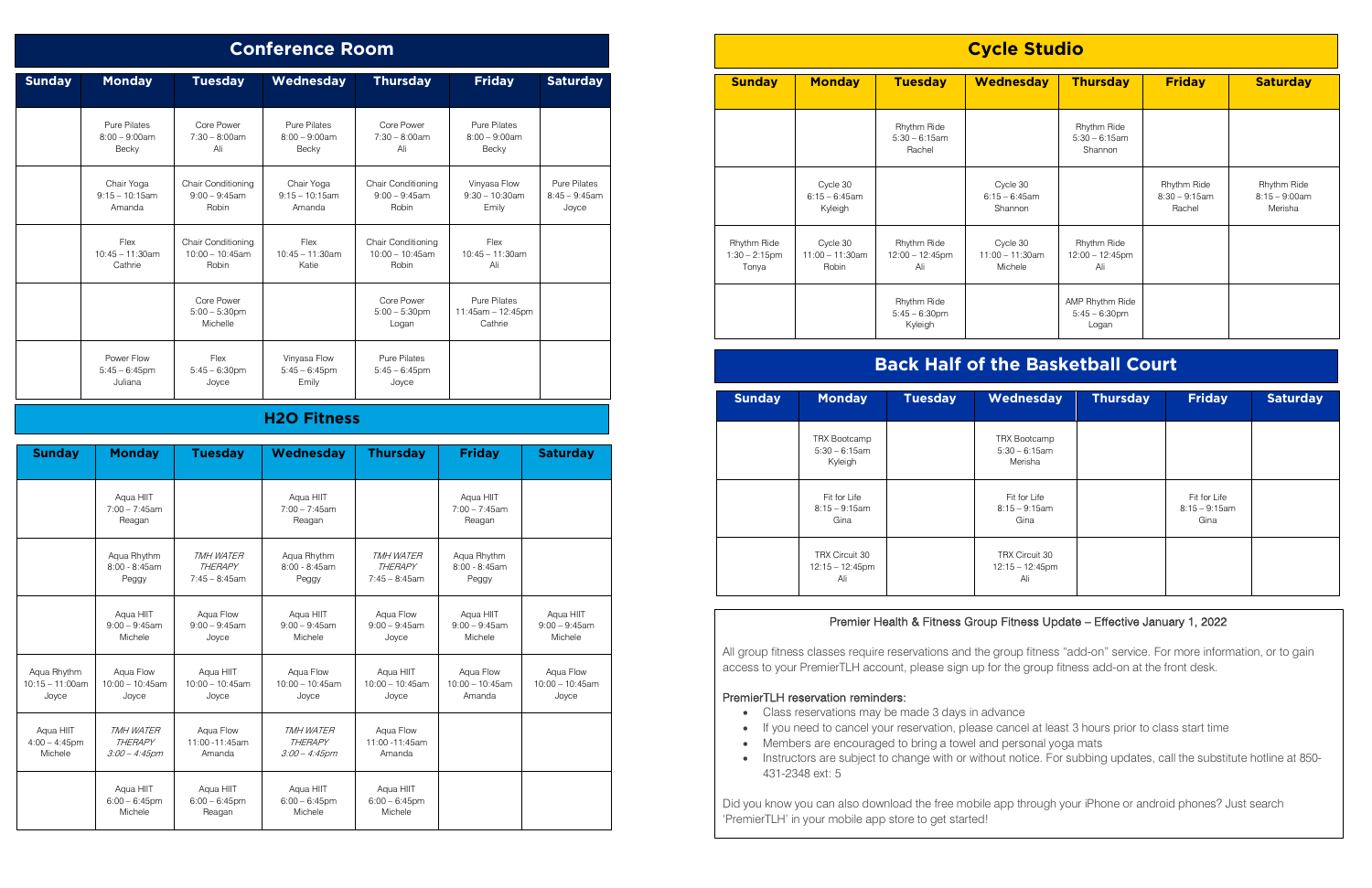## Conference Room

| Sunday | Monday | Tuesday | Wednesday | Thursday | Friday | Saturday |
|---|---|---|---|---|---|---|
| | Pure Pilates 8:00 – 9:00am Becky | Core Power 7:30 – 8:00am Ali | Pure Pilates 8:00 – 9:00am Becky | Core Power 7:30 – 8:00am Ali | Pure Pilates 8:00 – 9:00am Becky | |
| | Chair Yoga 9:15 – 10:15am Amanda | Chair Conditioning 9:00 – 9:45am Robin | Chair Yoga 9:15 – 10:15am Amanda | Chair Conditioning 9:00 – 9:45am Robin | Vinyasa Flow 9:30 – 10:30am Emily | Pure Pilates 8:45 – 9:45am Joyce |
| | Flex 10:45 – 11:30am Cathrie | Chair Conditioning 10:00 – 10:45am Robin | Flex 10:45 – 11:30am Katie | Chair Conditioning 10:00 – 10:45am Robin | Flex 10:45 – 11:30am Ali | |
| | | Core Power 5:00 – 5:30pm Michelle | | Core Power 5:00 – 5:30pm Logan | Pure Pilates 11:45am – 12:45pm Cathrie | |
| | Power Flow 5:45 – 6:45pm Juliana | Flex 5:45 – 6:30pm Joyce | Vinyasa Flow 5:45 – 6:45pm Emily | Pure Pilates 5:45 – 6:45pm Joyce | | |

## H2O Fitness

| Sunday | Monday | Tuesday | Wednesday | Thursday | Friday | Saturday |
|---|---|---|---|---|---|---|
| | Aqua HIIT 7:00 – 7:45am Reagan | | Aqua HIIT 7:00 – 7:45am Reagan | | Aqua HIIT 7:00 – 7:45am Reagan | |
| | Aqua Rhythm 8:00 - 8:45am Peggy | *TMH WATER THERAPY 7:45 – 8:45am* | Aqua Rhythm 8:00 - 8:45am Peggy | *TMH WATER THERAPY 7:45 – 8:45am* | Aqua Rhythm 8:00 - 8:45am Peggy | |
| | Aqua HIIT 9:00 – 9:45am Michele | Aqua Flow 9:00 – 9:45am Joyce | Aqua HIIT 9:00 – 9:45am Michele | Aqua Flow 9:00 – 9:45am Joyce | Aqua HIIT 9:00 – 9:45am Michele | Aqua HIIT 9:00 – 9:45am Michele |
| Aqua Rhythm 10:15 – 11:00am Joyce | Aqua Flow 10:00 – 10:45am Joyce | Aqua HIIT 10:00 – 10:45am Joyce | Aqua Flow 10:00 – 10:45am Joyce | Aqua HIIT 10:00 – 10:45am Joyce | Aqua Flow 10:00 – 10:45am Amanda | Aqua Flow 10:00 – 10:45am Joyce |
| Aqua HIIT 4:00 – 4:45pm Michele | *TMH WATER THERAPY 3:00 – 4:45pm* | Aqua Flow 11:00 -11:45am Amanda | *TMH WATER THERAPY 3:00 – 4:45pm* | Aqua Flow 11:00 -11:45am Amanda | | |
| | Aqua HIIT 6:00 – 6:45pm Michele | Aqua HIIT 6:00 – 6:45pm Reagan | Aqua HIIT 6:00 – 6:45pm Michele | Aqua HIIT 6:00 – 6:45pm Michele | | |

## Cycle Studio

| Sunday | Monday | Tuesday | Wednesday | Thursday | Friday | Saturday |
|---|---|---|---|---|---|---|
| | | Rhythm Ride 5:30 – 6:15am Rachel | | Rhythm Ride 5:30 – 6:15am Shannon | | |
| | Cycle 30 6:15 – 6:45am Kyleigh | | Cycle 30 6:15 – 6:45am Shannon | | Rhythm Ride 8:30 – 9:15am Rachel | Rhythm Ride 8:15 – 9:00am Merisha |
| Rhythm Ride 1:30 – 2:15pm Tonya | Cycle 30 11:00 – 11:30am Robin | Rhythm Ride 12:00 – 12:45pm Ali | Cycle 30 11:00 – 11:30am Michele | Rhythm Ride 12:00 – 12:45pm Ali | | |
| | | Rhythm Ride 5:45 – 6:30pm Kyleigh | | AMP Rhythm Ride 5:45 – 6:30pm Logan | | |

## Back Half of the Basketball Court

| Sunday | Monday | Tuesday | Wednesday | Thursday | Friday | Saturday |
|---|---|---|---|---|---|---|
| | TRX Bootcamp 5:30 – 6:15am Kyleigh | | TRX Bootcamp 5:30 – 6:15am Merisha | | | |
| | Fit for Life 8:15 – 9:15am Gina | | Fit for Life 8:15 – 9:15am Gina | | Fit for Life 8:15 – 9:15am Gina | |
| | TRX Circuit 30 12:15 – 12:45pm Ali | | TRX Circuit 30 12:15 – 12:45pm Ali | | | |

Premier Health & Fitness Group Fitness Update – Effective January 1, 2022

All group fitness classes require reservations and the group fitness "add-on" service. For more information, or to gain access to your PremierTLH account, please sign up for the group fitness add-on at the front desk.

PremierTLH reservation reminders:

- Class reservations may be made 3 days in advance
- If you need to cancel your reservation, please cancel at least 3 hours prior to class start time
- Members are encouraged to bring a towel and personal yoga mats
- Instructors are subject to change with or without notice. For subbing updates, call the substitute hotline at 850-431-2348 ext: 5

Did you know you can also download the free mobile app through your iPhone or android phones? Just search 'PremierTLH' in your mobile app store to get started!